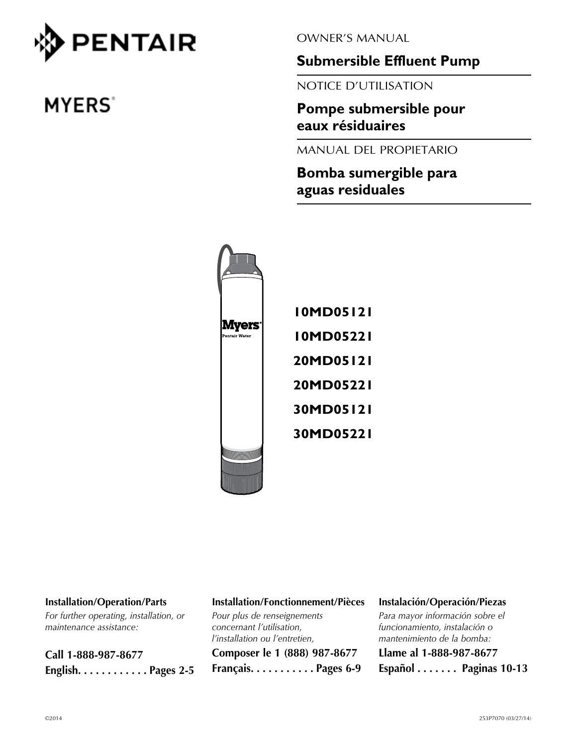PENTAIR

MYERS®

OWNER'S MANUAL

# Submersible Effluent Pump

NOTICE D'UTILISATION

# Pompe submersible pour eaux résiduaires

MANUAL DEL PROPIETARIO

# Bomba sumergible para aguas residuales

**10MD05121**

**10MD05221**

**20MD05121**

**20MD05221**

**30MD05121**

**30MD05221**

**Installation/Operation/Parts**

*For further operating, installation, or maintenance assistance:*

**Call 1-888-987-8677**

**English. . . . . . . . . . . . Pages 2-5**

**Installation/Fonctionnement/Pièces**

*Pour plus de renseignements concernant l'utilisation, l'installation ou l'entretien,*

**Composer le 1 (888) 987-8677**

**Français. . . . . . . . . . . Pages 6-9**

**Instalación/Operación/Piezas**

*Para mayor información sobre el funcionamiento, instalación o mantenimiento de la bomba:*

**Llame al 1-888-987-8677**

**Español . . . . . . . Paginas 10-13**

©2014

253P7070 (03/27/14)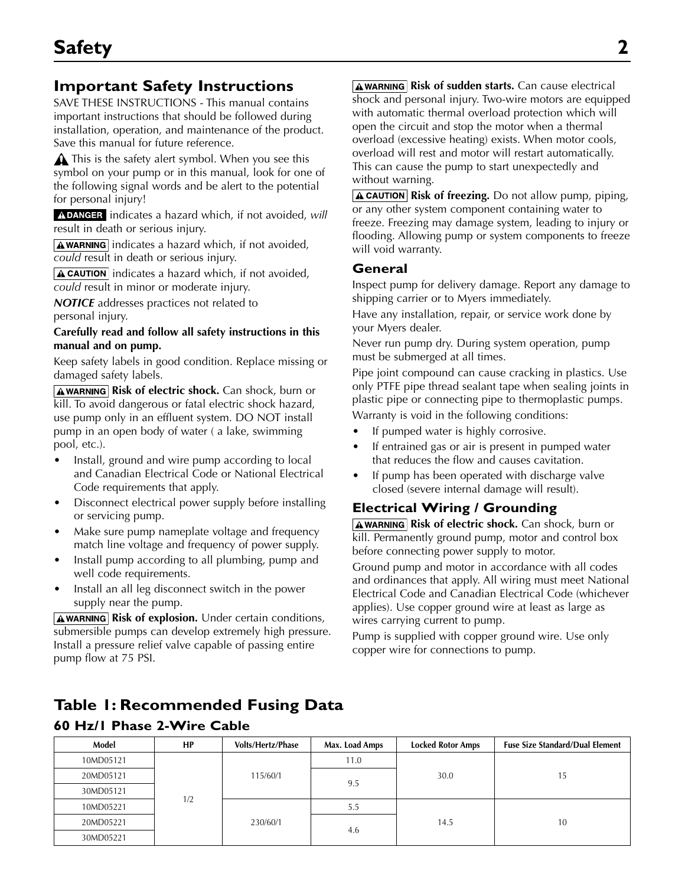# Safety

## Important Safety Instructions

SAVE THESE INSTRUCTIONS - This manual contains important instructions that should be followed during installation, operation, and maintenance of the product. Save this manual for future reference.

⚠ This is the safety alert symbol. When you see this symbol on your pump or in this manual, look for one of the following signal words and be alert to the potential for personal injury!

**⚠DANGER** indicates a hazard which, if not avoided, *will* result in death or serious injury.

**⚠WARNING** indicates a hazard which, if not avoided, *could* result in death or serious injury.

**⚠CAUTION** indicates a hazard which, if not avoided, *could* result in minor or moderate injury.

***NOTICE*** addresses practices not related to personal injury.

**Carefully read and follow all safety instructions in this manual and on pump.**

Keep safety labels in good condition. Replace missing or damaged safety labels.

**⚠WARNING** **Risk of electric shock.** Can shock, burn or kill. To avoid dangerous or fatal electric shock hazard, use pump only in an effluent system. DO NOT install pump in an open body of water ( a lake, swimming pool, etc.).

- Install, ground and wire pump according to local and Canadian Electrical Code or National Electrical Code requirements that apply.
- Disconnect electrical power supply before installing or servicing pump.
- Make sure pump nameplate voltage and frequency match line voltage and frequency of power supply.
- Install pump according to all plumbing, pump and well code requirements.
- Install an all leg disconnect switch in the power supply near the pump.

**⚠WARNING** **Risk of explosion.** Under certain conditions, submersible pumps can develop extremely high pressure. Install a pressure relief valve capable of passing entire pump flow at 75 PSI.

**⚠WARNING** **Risk of sudden starts.** Can cause electrical shock and personal injury. Two-wire motors are equipped with automatic thermal overload protection which will open the circuit and stop the motor when a thermal overload (excessive heating) exists. When motor cools, overload will rest and motor will restart automatically. This can cause the pump to start unexpectedly and without warning.

**⚠CAUTION** **Risk of freezing.** Do not allow pump, piping, or any other system component containing water to freeze. Freezing may damage system, leading to injury or flooding. Allowing pump or system components to freeze will void warranty.

### General

Inspect pump for delivery damage. Report any damage to shipping carrier or to Myers immediately.

Have any installation, repair, or service work done by your Myers dealer.

Never run pump dry. During system operation, pump must be submerged at all times.

Pipe joint compound can cause cracking in plastics. Use only PTFE pipe thread sealant tape when sealing joints in plastic pipe or connecting pipe to thermoplastic pumps.

Warranty is void in the following conditions:

- If pumped water is highly corrosive.
- If entrained gas or air is present in pumped water that reduces the flow and causes cavitation.
- If pump has been operated with discharge valve closed (severe internal damage will result).

### Electrical Wiring / Grounding

**⚠WARNING** **Risk of electric shock.** Can shock, burn or kill. Permanently ground pump, motor and control box before connecting power supply to motor.

Ground pump and motor in accordance with all codes and ordinances that apply. All wiring must meet National Electrical Code and Canadian Electrical Code (whichever applies). Use copper ground wire at least as large as wires carrying current to pump.

Pump is supplied with copper ground wire. Use only copper wire for connections to pump.

## Table 1: Recommended Fusing Data

### 60 Hz/1 Phase 2-Wire Cable

| Model | HP | Volts/Hertz/Phase | Max. Load Amps | Locked Rotor Amps | Fuse Size Standard/Dual Element |
|---|---|---|---|---|---|
| 10MD05121 | 1/2 | 115/60/1 | 11.0 | 30.0 | 15 |
| 20MD05121 | | | 9.5 | | |
| 30MD05121 | | | | | |
| 10MD05221 | | 230/60/1 | 5.5 | 14.5 | 10 |
| 20MD05221 | | | 4.6 | | |
| 30MD05221 | | | | | |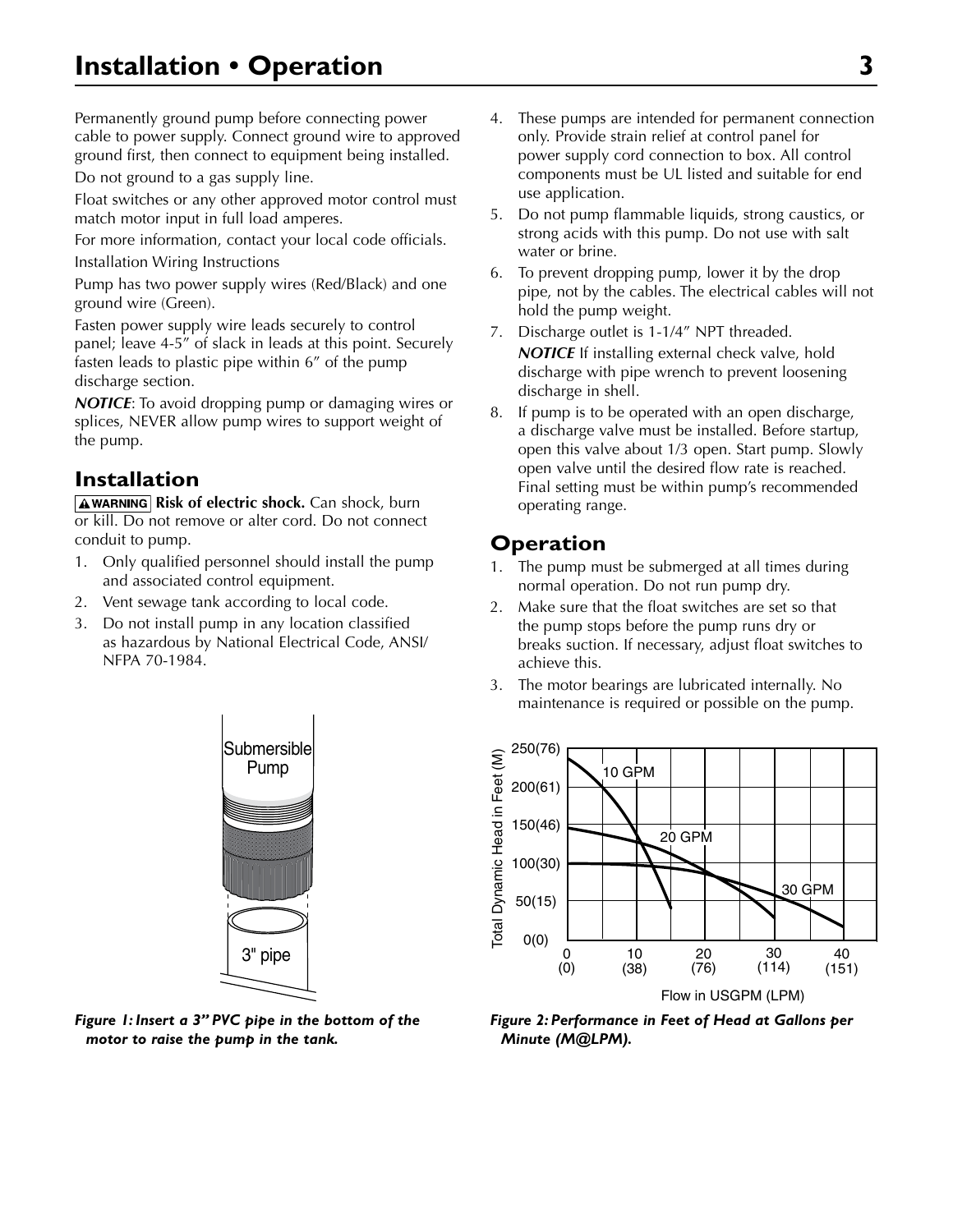## Installation • Operation

Permanently ground pump before connecting power cable to power supply. Connect ground wire to approved ground first, then connect to equipment being installed.

Do not ground to a gas supply line.

Float switches or any other approved motor control must match motor input in full load amperes.

For more information, contact your local code officials.

Installation Wiring Instructions

Pump has two power supply wires (Red/Black) and one ground wire (Green).

Fasten power supply wire leads securely to control panel; leave 4-5" of slack in leads at this point. Securely fasten leads to plastic pipe within 6" of the pump discharge section.

***NOTICE***: To avoid dropping pump or damaging wires or splices, NEVER allow pump wires to support weight of the pump.

## Installation

**⚠WARNING Risk of electric shock.** Can shock, burn or kill. Do not remove or alter cord. Do not connect conduit to pump.

1. Only qualified personnel should install the pump and associated control equipment.
2. Vent sewage tank according to local code.
3. Do not install pump in any location classified as hazardous by National Electrical Code, ANSI/NFPA 70-1984.
4. These pumps are intended for permanent connection only. Provide strain relief at control panel for power supply cord connection to box. All control components must be UL listed and suitable for end use application.
5. Do not pump flammable liquids, strong caustics, or strong acids with this pump. Do not use with salt water or brine.
6. To prevent dropping pump, lower it by the drop pipe, not by the cables. The electrical cables will not hold the pump weight.
7. Discharge outlet is 1-1/4" NPT threaded.

   ***NOTICE*** If installing external check valve, hold discharge with pipe wrench to prevent loosening discharge in shell.
8. If pump is to be operated with an open discharge, a discharge valve must be installed. Before startup, open this valve about 1/3 open. Start pump. Slowly open valve until the desired flow rate is reached. Final setting must be within pump's recommended operating range.

## Operation

1. The pump must be submerged at all times during normal operation. Do not run pump dry.
2. Make sure that the float switches are set so that the pump stops before the pump runs dry or breaks suction. If necessary, adjust float switches to achieve this.
3. The motor bearings are lubricated internally. No maintenance is required or possible on the pump.

***Figure 1: Insert a 3" PVC pipe in the bottom of the motor to raise the pump in the tank.***

***Figure 2: Performance in Feet of Head at Gallons per Minute (M@LPM).***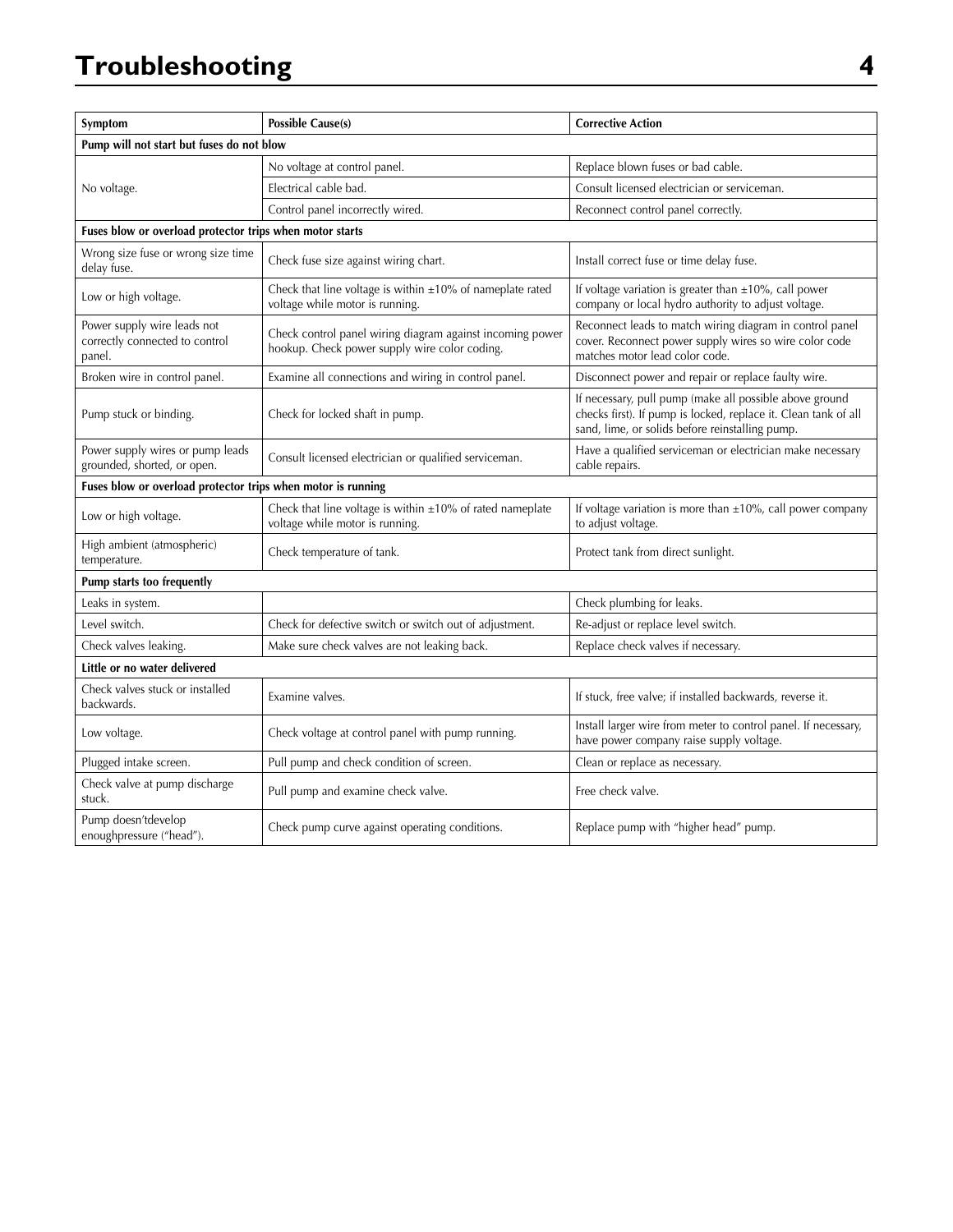# Troubleshooting

| Symptom | Possible Cause(s) | Corrective Action |
|---|---|---|
| **Pump will not start but fuses do not blow** | | |
| No voltage. | No voltage at control panel. | Replace blown fuses or bad cable. |
| | Electrical cable bad. | Consult licensed electrician or serviceman. |
| | Control panel incorrectly wired. | Reconnect control panel correctly. |
| **Fuses blow or overload protector trips when motor starts** | | |
| Wrong size fuse or wrong size time delay fuse. | Check fuse size against wiring chart. | Install correct fuse or time delay fuse. |
| Low or high voltage. | Check that line voltage is within ±10% of nameplate rated voltage while motor is running. | If voltage variation is greater than ±10%, call power company or local hydro authority to adjust voltage. |
| Power supply wire leads not correctly connected to control panel. | Check control panel wiring diagram against incoming power hookup. Check power supply wire color coding. | Reconnect leads to match wiring diagram in control panel cover. Reconnect power supply wires so wire color code matches motor lead color code. |
| Broken wire in control panel. | Examine all connections and wiring in control panel. | Disconnect power and repair or replace faulty wire. |
| Pump stuck or binding. | Check for locked shaft in pump. | If necessary, pull pump (make all possible above ground checks first). If pump is locked, replace it. Clean tank of all sand, lime, or solids before reinstalling pump. |
| Power supply wires or pump leads grounded, shorted, or open. | Consult licensed electrician or qualified serviceman. | Have a qualified serviceman or electrician make necessary cable repairs. |
| **Fuses blow or overload protector trips when motor is running** | | |
| Low or high voltage. | Check that line voltage is within ±10% of rated nameplate voltage while motor is running. | If voltage variation is more than ±10%, call power company to adjust voltage. |
| High ambient (atmospheric) temperature. | Check temperature of tank. | Protect tank from direct sunlight. |
| **Pump starts too frequently** | | |
| Leaks in system. | | Check plumbing for leaks. |
| Level switch. | Check for defective switch or switch out of adjustment. | Re-adjust or replace level switch. |
| Check valves leaking. | Make sure check valves are not leaking back. | Replace check valves if necessary. |
| **Little or no water delivered** | | |
| Check valves stuck or installed backwards. | Examine valves. | If stuck, free valve; if installed backwards, reverse it. |
| Low voltage. | Check voltage at control panel with pump running. | Install larger wire from meter to control panel. If necessary, have power company raise supply voltage. |
| Plugged intake screen. | Pull pump and check condition of screen. | Clean or replace as necessary. |
| Check valve at pump discharge stuck. | Pull pump and examine check valve. | Free check valve. |
| Pump doesn'tdevelop enoughpressure ("head"). | Check pump curve against operating conditions. | Replace pump with "higher head" pump. |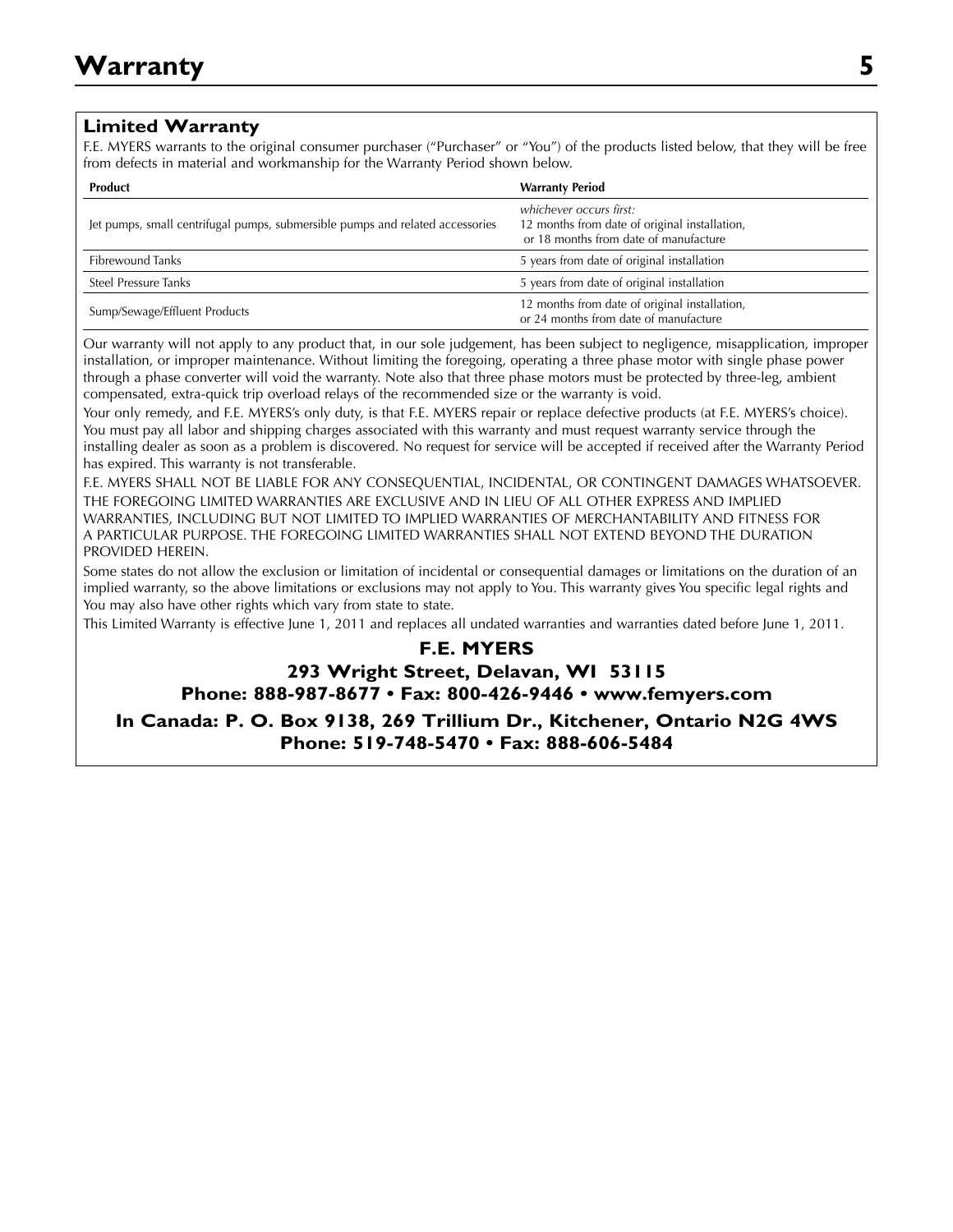# Warranty

## Limited Warranty

F.E. MYERS warrants to the original consumer purchaser ("Purchaser" or "You") of the products listed below, that they will be free from defects in material and workmanship for the Warranty Period shown below.

| Product | Warranty Period |
|---|---|
| Jet pumps, small centrifugal pumps, submersible pumps and related accessories | *whichever occurs first:* 12 months from date of original installation, or 18 months from date of manufacture |
| Fibrewound Tanks | 5 years from date of original installation |
| Steel Pressure Tanks | 5 years from date of original installation |
| Sump/Sewage/Effluent Products | 12 months from date of original installation, or 24 months from date of manufacture |

Our warranty will not apply to any product that, in our sole judgement, has been subject to negligence, misapplication, improper installation, or improper maintenance. Without limiting the foregoing, operating a three phase motor with single phase power through a phase converter will void the warranty. Note also that three phase motors must be protected by three-leg, ambient compensated, extra-quick trip overload relays of the recommended size or the warranty is void.

Your only remedy, and F.E. MYERS's only duty, is that F.E. MYERS repair or replace defective products (at F.E. MYERS's choice). You must pay all labor and shipping charges associated with this warranty and must request warranty service through the installing dealer as soon as a problem is discovered. No request for service will be accepted if received after the Warranty Period has expired. This warranty is not transferable.

F.E. MYERS SHALL NOT BE LIABLE FOR ANY CONSEQUENTIAL, INCIDENTAL, OR CONTINGENT DAMAGES WHATSOEVER.

THE FOREGOING LIMITED WARRANTIES ARE EXCLUSIVE AND IN LIEU OF ALL OTHER EXPRESS AND IMPLIED WARRANTIES, INCLUDING BUT NOT LIMITED TO IMPLIED WARRANTIES OF MERCHANTABILITY AND FITNESS FOR A PARTICULAR PURPOSE. THE FOREGOING LIMITED WARRANTIES SHALL NOT EXTEND BEYOND THE DURATION PROVIDED HEREIN.

Some states do not allow the exclusion or limitation of incidental or consequential damages or limitations on the duration of an implied warranty, so the above limitations or exclusions may not apply to You. This warranty gives You specific legal rights and You may also have other rights which vary from state to state.

This Limited Warranty is effective June 1, 2011 and replaces all undated warranties and warranties dated before June 1, 2011.

**F.E. MYERS**

**293 Wright Street, Delavan, WI 53115**

**Phone: 888-987-8677 • Fax: 800-426-9446 • www.femyers.com**

**In Canada: P. O. Box 9138, 269 Trillium Dr., Kitchener, Ontario N2G 4WS**

**Phone: 519-748-5470 • Fax: 888-606-5484**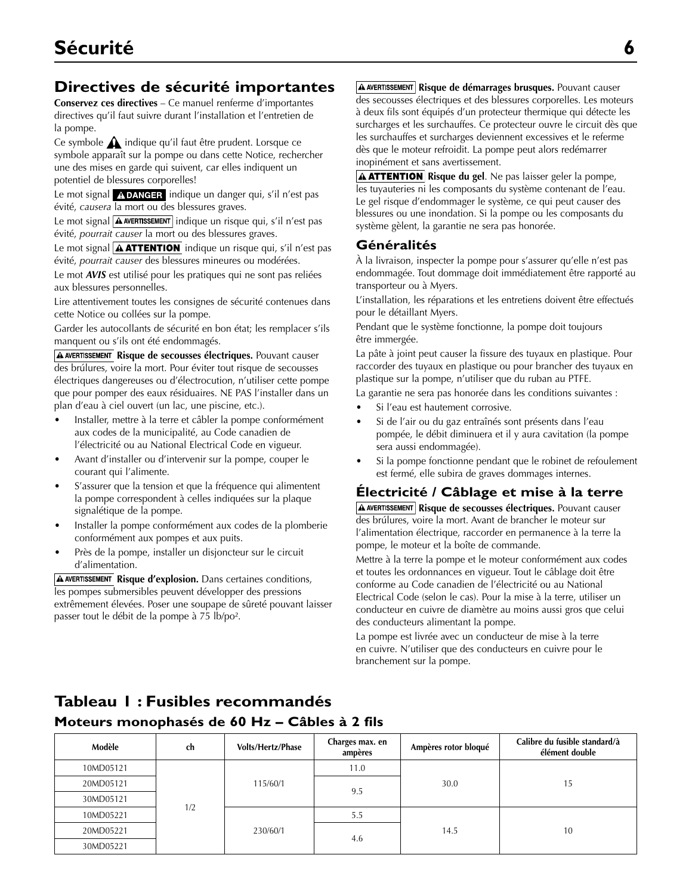## Directives de sécurité importantes

**Conservez ces directives** – Ce manuel renferme d'importantes directives qu'il faut suivre durant l'installation et l'entretien de la pompe.

Ce symbole ⚠ indique qu'il faut être prudent. Lorsque ce symbole apparaît sur la pompe ou dans cette Notice, rechercher une des mises en garde qui suivent, car elles indiquent un potentiel de blessures corporelles!

Le mot signal **⚠DANGER** indique un danger qui, s'il n'est pas évité, *causera* la mort ou des blessures graves.

Le mot signal **⚠AVERTISSEMENT** indique un risque qui, s'il n'est pas évité, *pourrait causer* la mort ou des blessures graves.

Le mot signal **⚠ATTENTION** indique un risque qui, s'il n'est pas évité, *pourrait causer* des blessures mineures ou modérées.

Le mot ***AVIS*** est utilisé pour les pratiques qui ne sont pas reliées aux blessures personnelles.

Lire attentivement toutes les consignes de sécurité contenues dans cette Notice ou collées sur la pompe.

Garder les autocollants de sécurité en bon état; les remplacer s'ils manquent ou s'ils ont été endommagés.

**⚠AVERTISSEMENT Risque de secousses électriques.** Pouvant causer des brûlures, voire la mort. Pour éviter tout risque de secousses électriques dangereuses ou d'électrocution, n'utiliser cette pompe que pour pomper des eaux résiduaires. NE PAS l'installer dans un plan d'eau à ciel ouvert (un lac, une piscine, etc.).

- Installer, mettre à la terre et câbler la pompe conformément aux codes de la municipalité, au Code canadien de l'électricité ou au National Electrical Code en vigueur.
- Avant d'installer ou d'intervenir sur la pompe, couper le courant qui l'alimente.
- S'assurer que la tension et que la fréquence qui alimentent la pompe correspondent à celles indiquées sur la plaque signalétique de la pompe.
- Installer la pompe conformément aux codes de la plomberie conformément aux pompes et aux puits.
- Près de la pompe, installer un disjoncteur sur le circuit d'alimentation.

**⚠AVERTISSEMENT Risque d'explosion.** Dans certaines conditions, les pompes submersibles peuvent développer des pressions extrêmement élevées. Poser une soupape de sûreté pouvant laisser passer tout le débit de la pompe à 75 lb/po².

**⚠AVERTISSEMENT Risque de démarrages brusques.** Pouvant causer des secousses électriques et des blessures corporelles. Les moteurs à deux fils sont équipés d'un protecteur thermique qui détecte les surcharges et les surchauffes. Ce protecteur ouvre le circuit dès que les surchauffes et surcharges deviennent excessives et le referme dès que le moteur refroidit. La pompe peut alors redémarrer inopinément et sans avertissement.

**⚠ATTENTION Risque du gel**. Ne pas laisser geler la pompe, les tuyauteries ni les composants du système contenant de l'eau. Le gel risque d'endommager le système, ce qui peut causer des blessures ou une inondation. Si la pompe ou les composants du système gèlent, la garantie ne sera pas honorée.

### Généralités

À la livraison, inspecter la pompe pour s'assurer qu'elle n'est pas endommagée. Tout dommage doit immédiatement être rapporté au transporteur ou à Myers.

L'installation, les réparations et les entretiens doivent être effectués pour le détaillant Myers.

Pendant que le système fonctionne, la pompe doit toujours être immergée.

La pâte à joint peut causer la fissure des tuyaux en plastique. Pour raccorder des tuyaux en plastique ou pour brancher des tuyaux en plastique sur la pompe, n'utiliser que du ruban au PTFE.

La garantie ne sera pas honorée dans les conditions suivantes :

- Si l'eau est hautement corrosive.
- Si de l'air ou du gaz entraînés sont présents dans l'eau pompée, le débit diminuera et il y aura cavitation (la pompe sera aussi endommagée).
- Si la pompe fonctionne pendant que le robinet de refoulement est fermé, elle subira de graves dommages internes.

### Électricité / Câblage et mise à la terre

**⚠AVERTISSEMENT Risque de secousses électriques.** Pouvant causer des brûlures, voire la mort. Avant de brancher le moteur sur l'alimentation électrique, raccorder en permanence à la terre la pompe, le moteur et la boîte de commande.

Mettre à la terre la pompe et le moteur conformément aux codes et toutes les ordonnances en vigueur. Tout le câblage doit être conforme au Code canadien de l'électricité ou au National Electrical Code (selon le cas). Pour la mise à la terre, utiliser un conducteur en cuivre de diamètre au moins aussi gros que celui des conducteurs alimentant la pompe.

La pompe est livrée avec un conducteur de mise à la terre en cuivre. N'utiliser que des conducteurs en cuivre pour le branchement sur la pompe.

## Tableau 1 : Fusibles recommandés

### Moteurs monophasés de 60 Hz – Câbles à 2 fils

| Modèle | ch | Volts/Hertz/Phase | Charges max. en ampères | Ampères rotor bloqué | Calibre du fusible standard/à élément double |
|---|---|---|---|---|---|
| 10MD05121 | 1/2 | 115/60/1 | 11.0 | 30.0 | 15 |
| 20MD05121 | | | 9.5 | | |
| 30MD05121 | | | | | |
| 10MD05221 | | 230/60/1 | 5.5 | 14.5 | 10 |
| 20MD05221 | | | 4.6 | | |
| 30MD05221 | | | | | |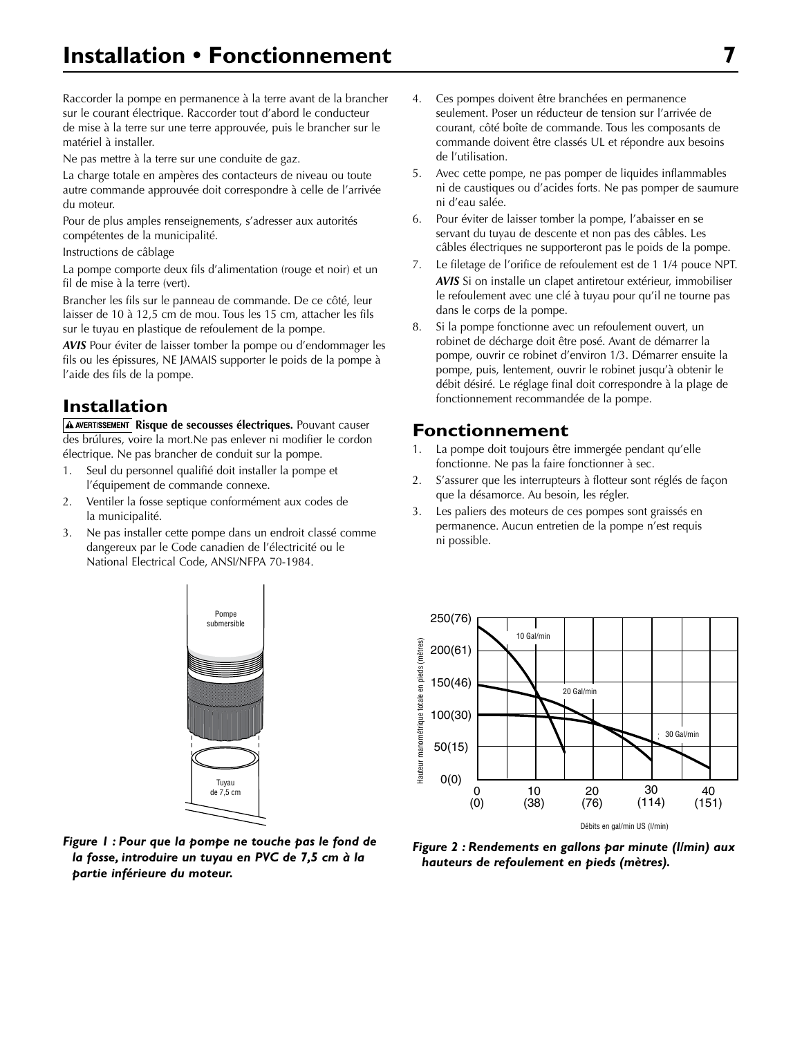Raccorder la pompe en permanence à la terre avant de la brancher sur le courant électrique. Raccorder tout d'abord le conducteur de mise à la terre sur une terre approuvée, puis le brancher sur le matériel à installer.

Ne pas mettre à la terre sur une conduite de gaz.

La charge totale en ampères des contacteurs de niveau ou toute autre commande approuvée doit correspondre à celle de l'arrivée du moteur.

Pour de plus amples renseignements, s'adresser aux autorités compétentes de la municipalité.

Instructions de câblage

La pompe comporte deux fils d'alimentation (rouge et noir) et un fil de mise à la terre (vert).

Brancher les fils sur le panneau de commande. De ce côté, leur laisser de 10 à 12,5 cm de mou. Tous les 15 cm, attacher les fils sur le tuyau en plastique de refoulement de la pompe.

***AVIS*** Pour éviter de laisser tomber la pompe ou d'endommager les fils ou les épissures, NE JAMAIS supporter le poids de la pompe à l'aide des fils de la pompe.

## Installation

**⚠ AVERTISSEMENT Risque de secousses électriques.** Pouvant causer des brûlures, voire la mort.Ne pas enlever ni modifier le cordon électrique. Ne pas brancher de conduit sur la pompe.

1. Seul du personnel qualifié doit installer la pompe et l'équipement de commande connexe.
2. Ventiler la fosse septique conformément aux codes de la municipalité.
3. Ne pas installer cette pompe dans un endroit classé comme dangereux par le Code canadien de l'électricité ou le National Electrical Code, ANSI/NFPA 70-1984.
4. Ces pompes doivent être branchées en permanence seulement. Poser un réducteur de tension sur l'arrivée de courant, côté boîte de commande. Tous les composants de commande doivent être classés UL et répondre aux besoins de l'utilisation.
5. Avec cette pompe, ne pas pomper de liquides inflammables ni de caustiques ou d'acides forts. Ne pas pomper de saumure ni d'eau salée.
6. Pour éviter de laisser tomber la pompe, l'abaisser en se servant du tuyau de descente et non pas des câbles. Les câbles électriques ne supporteront pas le poids de la pompe.
7. Le filetage de l'orifice de refoulement est de 1 1/4 pouce NPT.
   ***AVIS*** Si on installe un clapet antiretour extérieur, immobiliser le refoulement avec une clé à tuyau pour qu'il ne tourne pas dans le corps de la pompe.
8. Si la pompe fonctionne avec un refoulement ouvert, un robinet de décharge doit être posé. Avant de démarrer la pompe, ouvrir ce robinet d'environ 1/3. Démarrer ensuite la pompe, puis, lentement, ouvrir le robinet jusqu'à obtenir le débit désiré. Le réglage final doit correspondre à la plage de fonctionnement recommandée de la pompe.

## Fonctionnement

1. La pompe doit toujours être immergée pendant qu'elle fonctionne. Ne pas la faire fonctionner à sec.
2. S'assurer que les interrupteurs à flotteur sont réglés de façon que la désamorce. Au besoin, les régler.
3. Les paliers des moteurs de ces pompes sont graissés en permanence. Aucun entretien de la pompe n'est requis ni possible.

Pompe submersible

Tuyau de 7,5 cm

***Figure 1 : Pour que la pompe ne touche pas le fond de la fosse, introduire un tuyau en PVC de 7,5 cm à la partie inférieure du moteur.***

Hauteur manométrique totale en pieds (mètres): 250(76), 200(61), 150(46), 100(30), 50(15), 0(0)

10 Gal/min — 20 Gal/min — 30 Gal/min

Débits en gal/min US (l/min): 0 (0), 10 (38), 20 (76), 30 (114), 40 (151)

***Figure 2 : Rendements en gallons par minute (l/min) aux hauteurs de refoulement en pieds (mètres).***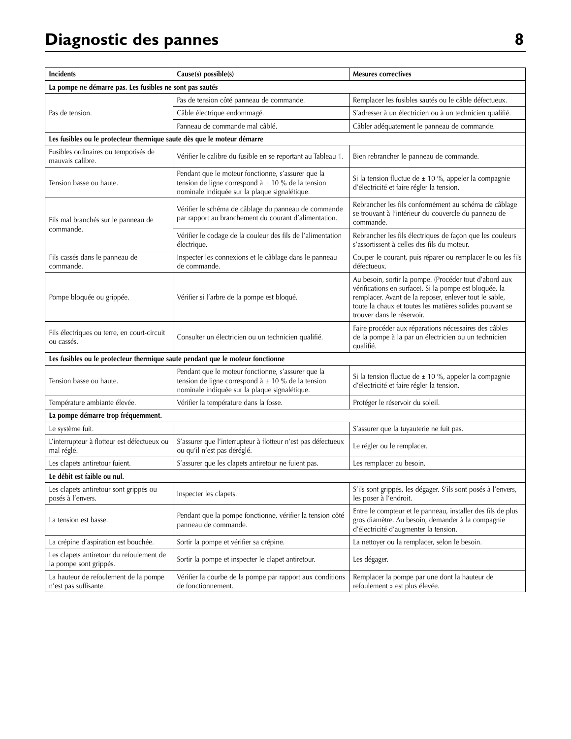# Diagnostic des pannes

| Incidents | Cause(s) possible(s) | Mesures correctives |
|---|---|---|
| **La pompe ne démarre pas. Les fusibles ne sont pas sautés** | | |
| Pas de tension. | Pas de tension côté panneau de commande. | Remplacer les fusibles sautés ou le câble défectueux. |
| | Câble électrique endommagé. | S'adresser à un électricien ou à un technicien qualifié. |
| | Panneau de commande mal câblé. | Câbler adéquatement le panneau de commande. |
| **Les fusibles ou le protecteur thermique saute dès que le moteur démarre** | | |
| Fusibles ordinaires ou temporisés de mauvais calibre. | Vérifier le calibre du fusible en se reportant au Tableau 1. | Bien rebrancher le panneau de commande. |
| Tension basse ou haute. | Pendant que le moteur fonctionne, s'assurer que la tension de ligne correspond à ± 10 % de la tension nominale indiquée sur la plaque signalétique. | Si la tension fluctue de ± 10 %, appeler la compagnie d'électricité et faire régler la tension. |
| Fils mal branchés sur le panneau de commande. | Vérifier le schéma de câblage du panneau de commande par rapport au branchement du courant d'alimentation. | Rebrancher les fils conformément au schéma de câblage se trouvant à l'intérieur du couvercle du panneau de commande. |
| | Vérifier le codage de la couleur des fils de l'alimentation électrique. | Rebrancher les fils électriques de façon que les couleurs s'assortissent à celles des fils du moteur. |
| Fils cassés dans le panneau de commande. | Inspecter les connexions et le câblage dans le panneau de commande. | Couper le courant, puis réparer ou remplacer le ou les fils défectueux. |
| Pompe bloquée ou grippée. | Vérifier si l'arbre de la pompe est bloqué. | Au besoin, sortir la pompe. (Procéder tout d'abord aux vérifications en surface). Si la pompe est bloquée, la remplacer. Avant de la reposer, enlever tout le sable, toute la chaux et toutes les matières solides pouvant se trouver dans le réservoir. |
| Fils électriques ou terre, en court-circuit ou cassés. | Consulter un électricien ou un technicien qualifié. | Faire procéder aux réparations nécessaires des câbles de la pompe à la par un électricien ou un technicien qualifié. |
| **Les fusibles ou le protecteur thermique saute pendant que le moteur fonctionne** | | |
| Tension basse ou haute. | Pendant que le moteur fonctionne, s'assurer que la tension de ligne correspond à ± 10 % de la tension nominale indiquée sur la plaque signalétique. | Si la tension fluctue de ± 10 %, appeler la compagnie d'électricité et faire régler la tension. |
| Température ambiante élevée. | Vérifier la température dans la fosse. | Protéger le réservoir du soleil. |
| **La pompe démarre trop fréquemment.** | | |
| Le système fuit. | | S'assurer que la tuyauterie ne fuit pas. |
| L'interrupteur à flotteur est défectueux ou mal réglé. | S'assurer que l'interrupteur à flotteur n'est pas défectueux ou qu'il n'est pas déréglé. | Le régler ou le remplacer. |
| Les clapets antiretour fuient. | S'assurer que les clapets antiretour ne fuient pas. | Les remplacer au besoin. |
| **Le débit est faible ou nul.** | | |
| Les clapets antiretour sont grippés ou posés à l'envers. | Inspecter les clapets. | S'ils sont grippés, les dégager. S'ils sont posés à l'envers, les poser à l'endroit. |
| La tension est basse. | Pendant que la pompe fonctionne, vérifier la tension côté panneau de commande. | Entre le compteur et le panneau, installer des fils de plus gros diamètre. Au besoin, demander à la compagnie d'électricité d'augmenter la tension. |
| La crépine d'aspiration est bouchée. | Sortir la pompe et vérifier sa crépine. | La nettoyer ou la remplacer, selon le besoin. |
| Les clapets antiretour du refoulement de la pompe sont grippés. | Sortir la pompe et inspecter le clapet antiretour. | Les dégager. |
| La hauteur de refoulement de la pompe n'est pas suffisante. | Vérifier la courbe de la pompe par rapport aux conditions de fonctionnement. | Remplacer la pompe par une dont la hauteur de refoulement » est plus élevée. |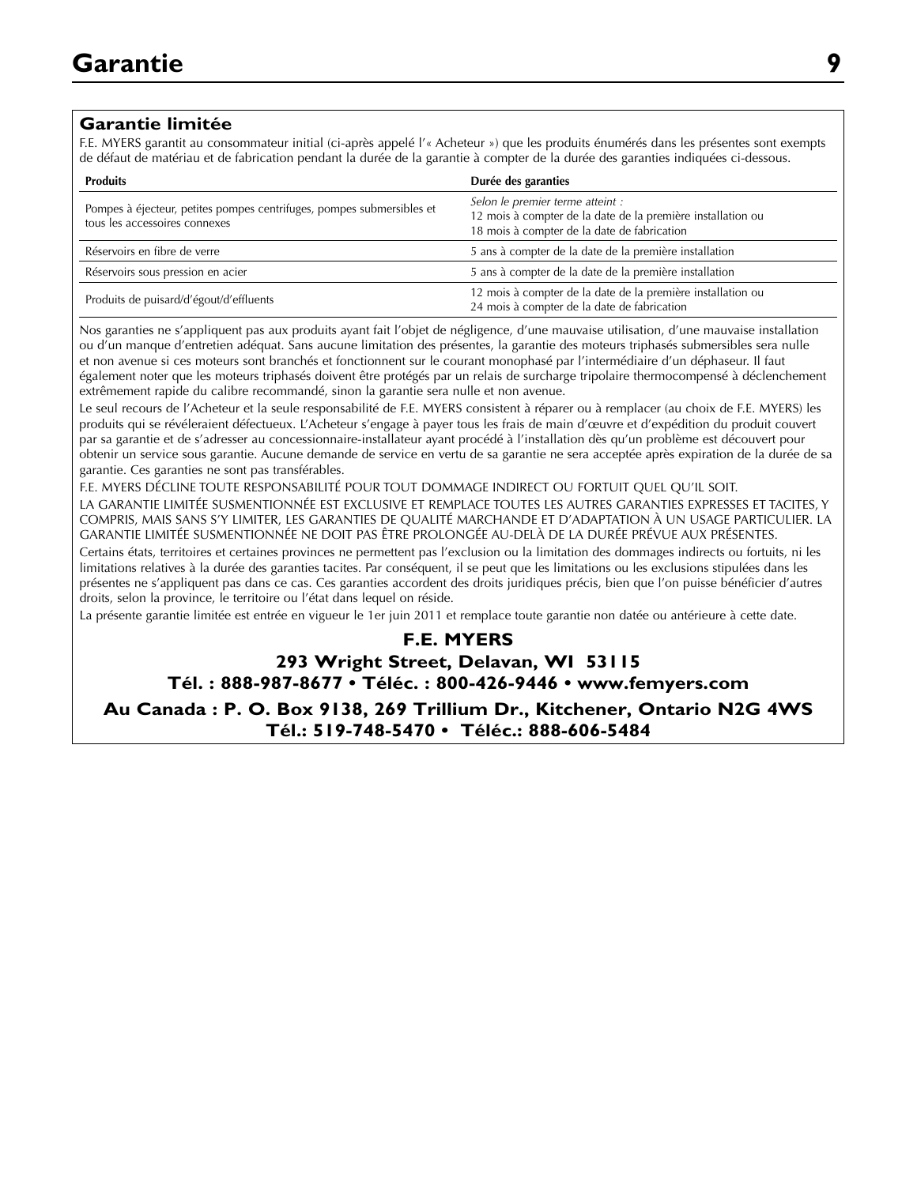# Garantie

## Garantie limitée

F.E. MYERS garantit au consommateur initial (ci-après appelé l'« Acheteur ») que les produits énumérés dans les présentes sont exempts de défaut de matériau et de fabrication pendant la durée de la garantie à compter de la durée des garanties indiquées ci-dessous.

| Produits | Durée des garanties |
|---|---|
| Pompes à éjecteur, petites pompes centrifuges, pompes submersibles et tous les accessoires connexes | *Selon le premier terme atteint :*<br>12 mois à compter de la date de la première installation ou<br>18 mois à compter de la date de fabrication |
| Réservoirs en fibre de verre | 5 ans à compter de la date de la première installation |
| Réservoirs sous pression en acier | 5 ans à compter de la date de la première installation |
| Produits de puisard/d'égout/d'effluents | 12 mois à compter de la date de la première installation ou<br>24 mois à compter de la date de fabrication |

Nos garanties ne s'appliquent pas aux produits ayant fait l'objet de négligence, d'une mauvaise utilisation, d'une mauvaise installation ou d'un manque d'entretien adéquat. Sans aucune limitation des présentes, la garantie des moteurs triphasés submersibles sera nulle et non avenue si ces moteurs sont branchés et fonctionnent sur le courant monophasé par l'intermédiaire d'un déphaseur. Il faut également noter que les moteurs triphasés doivent être protégés par un relais de surcharge tripolaire thermocompensé à déclenchement extrêmement rapide du calibre recommandé, sinon la garantie sera nulle et non avenue.

Le seul recours de l'Acheteur et la seule responsabilité de F.E. MYERS consistent à réparer ou à remplacer (au choix de F.E. MYERS) les produits qui se révéleraient défectueux. L'Acheteur s'engage à payer tous les frais de main d'œuvre et d'expédition du produit couvert par sa garantie et de s'adresser au concessionnaire-installateur ayant procédé à l'installation dès qu'un problème est découvert pour obtenir un service sous garantie. Aucune demande de service en vertu de sa garantie ne sera acceptée après expiration de la durée de sa garantie. Ces garanties ne sont pas transférables.

F.E. MYERS DÉCLINE TOUTE RESPONSABILITÉ POUR TOUT DOMMAGE INDIRECT OU FORTUIT QUEL QU'IL SOIT.

LA GARANTIE LIMITÉE SUSMENTIONNÉE EST EXCLUSIVE ET REMPLACE TOUTES LES AUTRES GARANTIES EXPRESSES ET TACITES, Y COMPRIS, MAIS SANS S'Y LIMITER, LES GARANTIES DE QUALITÉ MARCHANDE ET D'ADAPTATION À UN USAGE PARTICULIER. LA GARANTIE LIMITÉE SUSMENTIONNÉE NE DOIT PAS ÊTRE PROLONGÉE AU-DELÀ DE LA DURÉE PRÉVUE AUX PRÉSENTES.

Certains états, territoires et certaines provinces ne permettent pas l'exclusion ou la limitation des dommages indirects ou fortuits, ni les limitations relatives à la durée des garanties tacites. Par conséquent, il se peut que les limitations ou les exclusions stipulées dans les présentes ne s'appliquent pas dans ce cas. Ces garanties accordent des droits juridiques précis, bien que l'on puisse bénéficier d'autres droits, selon la province, le territoire ou l'état dans lequel on réside.

La présente garantie limitée est entrée en vigueur le 1er juin 2011 et remplace toute garantie non datée ou antérieure à cette date.

**F.E. MYERS**

**293 Wright Street, Delavan, WI 53115**

**Tél. : 888-987-8677 • Téléc. : 800-426-9446 • www.femyers.com**

**Au Canada : P. O. Box 9138, 269 Trillium Dr., Kitchener, Ontario N2G 4WS**

**Tél.: 519-748-5470 • Téléc.: 888-606-5484**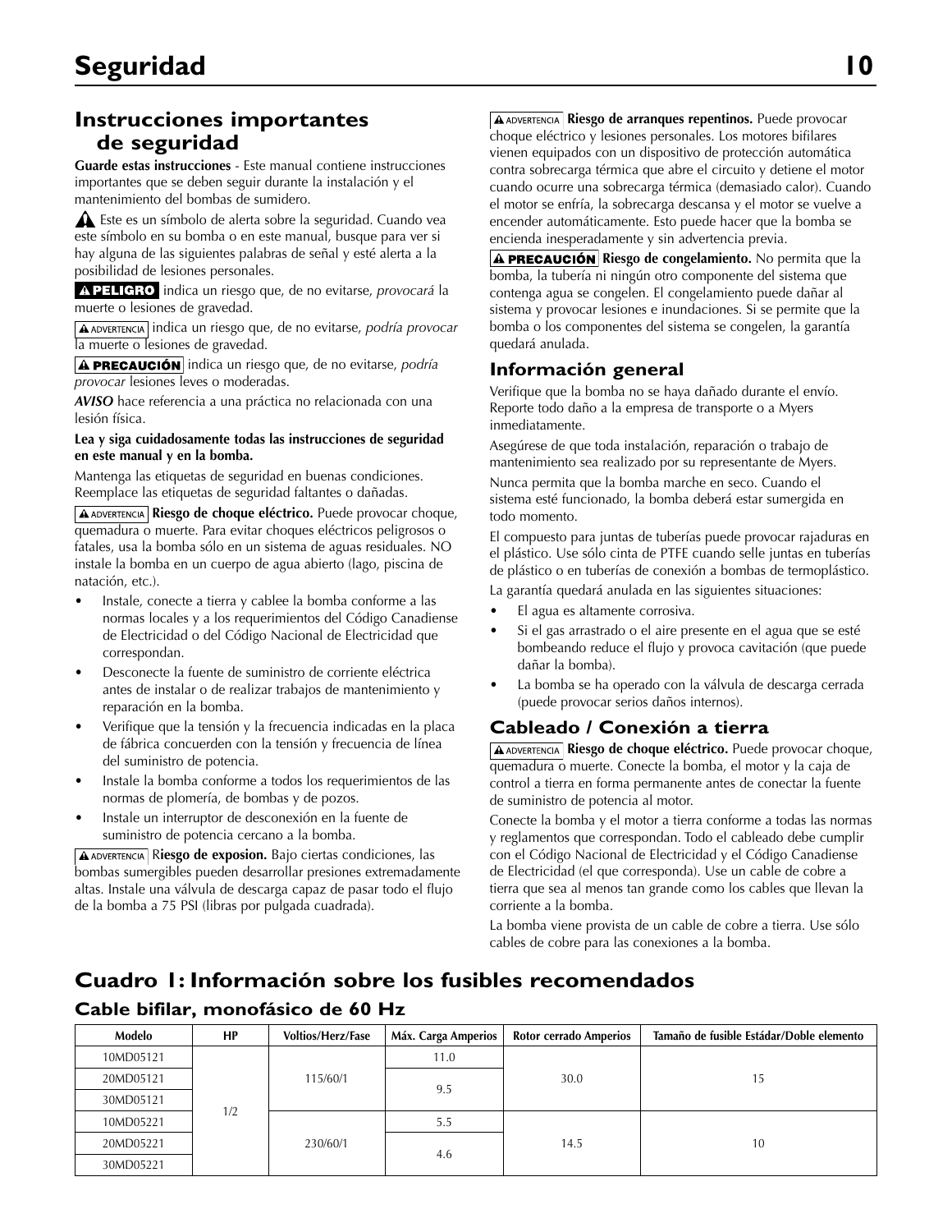# Seguridad

## Instrucciones importantes de seguridad

**Guarde estas instrucciones** - Este manual contiene instrucciones importantes que se deben seguir durante la instalación y el mantenimiento del bombas de sumidero.

⚠ Este es un símbolo de alerta sobre la seguridad. Cuando vea este símbolo en su bomba o en este manual, busque para ver si hay alguna de las siguientes palabras de señal y esté alerta a la posibilidad de lesiones personales.

**⚠ PELIGRO** indica un riesgo que, de no evitarse, *provocará* la muerte o lesiones de gravedad.

**⚠ ADVERTENCIA** indica un riesgo que, de no evitarse, *podría provocar* la muerte o lesiones de gravedad.

**⚠ PRECAUCIÓN** indica un riesgo que, de no evitarse, *podría provocar* lesiones leves o moderadas.

***AVISO*** hace referencia a una práctica no relacionada con una lesión física.

**Lea y siga cuidadosamente todas las instrucciones de seguridad en este manual y en la bomba.**

Mantenga las etiquetas de seguridad en buenas condiciones. Reemplace las etiquetas de seguridad faltantes o dañadas.

**⚠ ADVERTENCIA** **Riesgo de choque eléctrico.** Puede provocar choque, quemadura o muerte. Para evitar choques eléctricos peligrosos o fatales, usa la bomba sólo en un sistema de aguas residuales. NO instale la bomba en un cuerpo de agua abierto (lago, piscina de natación, etc.).

- Instale, conecte a tierra y cablee la bomba conforme a las normas locales y a los requerimientos del Código Canadiense de Electricidad o del Código Nacional de Electricidad que correspondan.
- Desconecte la fuente de suministro de corriente eléctrica antes de instalar o de realizar trabajos de mantenimiento y reparación en la bomba.
- Verifique que la tensión y la frecuencia indicadas en la placa de fábrica concuerden con la tensión y frecuencia de línea del suministro de potencia.
- Instale la bomba conforme a todos los requerimientos de las normas de plomería, de bombas y de pozos.
- Instale un interruptor de desconexión en la fuente de suministro de potencia cercano a la bomba.

**⚠ ADVERTENCIA** **Riesgo de exposion.** Bajo ciertas condiciones, las bombas sumergibles pueden desarrollar presiones extremadamente altas. Instale una válvula de descarga capaz de pasar todo el flujo de la bomba a 75 PSI (libras por pulgada cuadrada).

**⚠ ADVERTENCIA** **Riesgo de arranques repentinos.** Puede provocar choque eléctrico y lesiones personales. Los motores bifilares vienen equipados con un dispositivo de protección automática contra sobrecarga térmica que abre el circuito y detiene el motor cuando ocurre una sobrecarga térmica (demasiado calor). Cuando el motor se enfría, la sobrecarga descansa y el motor se vuelve a encender automáticamente. Esto puede hacer que la bomba se encienda inesperadamente y sin advertencia previa.

**⚠ PRECAUCIÓN** **Riesgo de congelamiento.** No permita que la bomba, la tubería ni ningún otro componente del sistema que contenga agua se congelen. El congelamiento puede dañar al sistema y provocar lesiones e inundaciones. Si se permite que la bomba o los componentes del sistema se congelen, la garantía quedará anulada.

### Información general

Verifique que la bomba no se haya dañado durante el envío. Reporte todo daño a la empresa de transporte o a Myers inmediatamente.

Asegúrese de que toda instalación, reparación o trabajo de mantenimiento sea realizado por su representante de Myers.

Nunca permita que la bomba marche en seco. Cuando el sistema esté funcionado, la bomba deberá estar sumergida en todo momento.

El compuesto para juntas de tuberías puede provocar rajaduras en el plástico. Use sólo cinta de PTFE cuando selle juntas en tuberías de plástico o en tuberías de conexión a bombas de termoplástico.

La garantía quedará anulada en las siguientes situaciones:

- El agua es altamente corrosiva.
- Si el gas arrastrado o el aire presente en el agua que se esté bombeando reduce el flujo y provoca cavitación (que puede dañar la bomba).
- La bomba se ha operado con la válvula de descarga cerrada (puede provocar serios daños internos).

### Cableado / Conexión a tierra

**⚠ ADVERTENCIA** **Riesgo de choque eléctrico.** Puede provocar choque, quemadura o muerte. Conecte la bomba, el motor y la caja de control a tierra en forma permanente antes de conectar la fuente de suministro de potencia al motor.

Conecte la bomba y el motor a tierra conforme a todas las normas y reglamentos que correspondan. Todo el cableado debe cumplir con el Código Nacional de Electricidad y el Código Canadiense de Electricidad (el que corresponda). Use un cable de cobre a tierra que sea al menos tan grande como los cables que llevan la corriente a la bomba.

La bomba viene provista de un cable de cobre a tierra. Use sólo cables de cobre para las conexiones a la bomba.

## Cuadro 1: Información sobre los fusibles recomendados

### Cable bifilar, monofásico de 60 Hz

| Modelo | HP | Voltios/Herz/Fase | Máx. Carga Amperios | Rotor cerrado Amperios | Tamaño de fusible Estádar/Doble elemento |
|---|---|---|---|---|---|
| 10MD05121 | 1/2 | 115/60/1 | 11.0 | 30.0 | 15 |
| 20MD05121 | | | 9.5 | | |
| 30MD05121 | | | | | |
| 10MD05221 | | 230/60/1 | 5.5 | 14.5 | 10 |
| 20MD05221 | | | 4.6 | | |
| 30MD05221 | | | | | |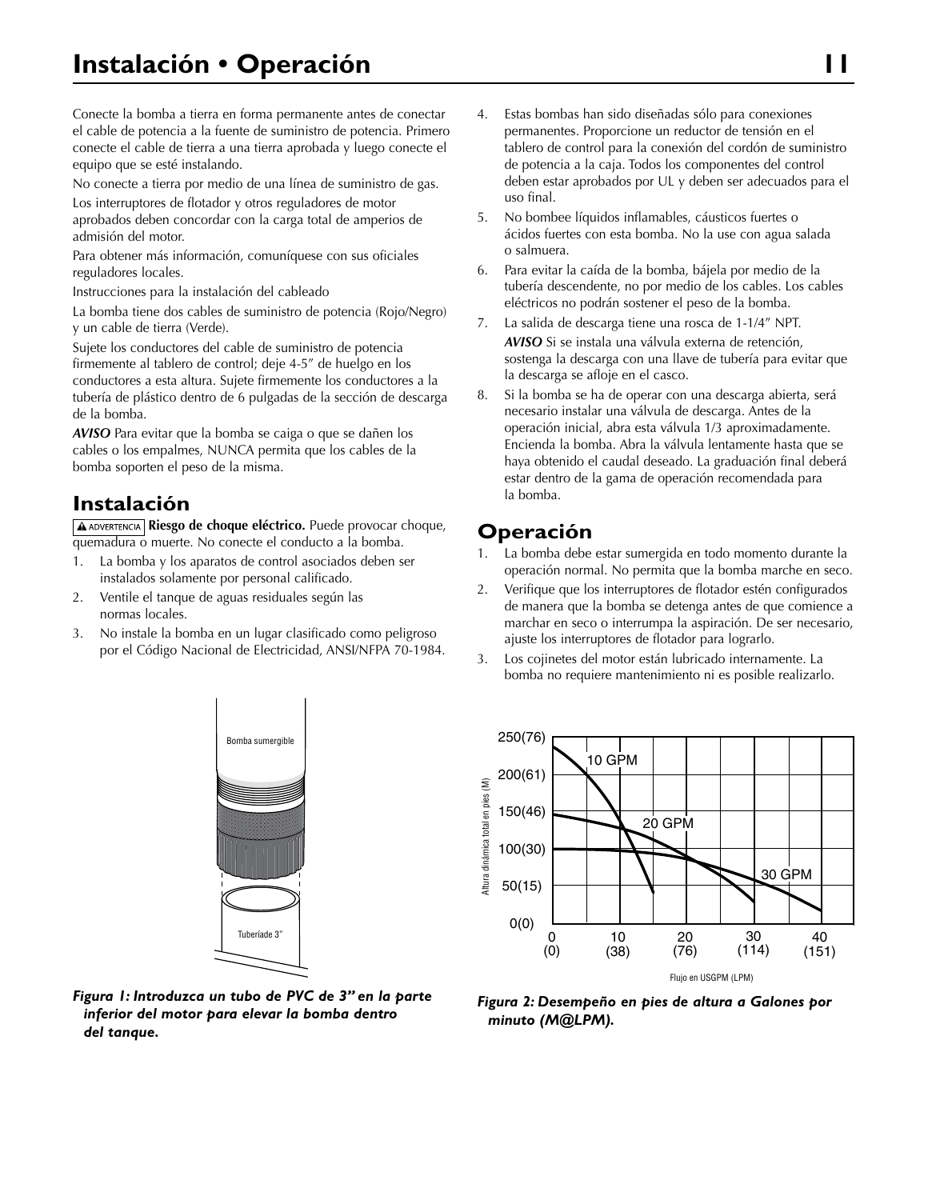Conecte la bomba a tierra en forma permanente antes de conectar el cable de potencia a la fuente de suministro de potencia. Primero conecte el cable de tierra a una tierra aprobada y luego conecte el equipo que se esté instalando.

No conecte a tierra por medio de una línea de suministro de gas.

Los interruptores de flotador y otros reguladores de motor aprobados deben concordar con la carga total de amperios de admisión del motor.

Para obtener más información, comuníquese con sus oficiales reguladores locales.

Instrucciones para la instalación del cableado

La bomba tiene dos cables de suministro de potencia (Rojo/Negro) y un cable de tierra (Verde).

Sujete los conductores del cable de suministro de potencia firmemente al tablero de control; deje 4-5" de huelgo en los conductores a esta altura. Sujete firmemente los conductores a la tubería de plástico dentro de 6 pulgadas de la sección de descarga de la bomba.

***AVISO*** Para evitar que la bomba se caiga o que se dañen los cables o los empalmes, NUNCA permita que los cables de la bomba soporten el peso de la misma.

## Instalación

**ADVERTENCIA** **Riesgo de choque eléctrico.** Puede provocar choque, quemadura o muerte. No conecte el conducto a la bomba.

1. La bomba y los aparatos de control asociados deben ser instalados solamente por personal calificado.
2. Ventile el tanque de aguas residuales según las normas locales.
3. No instale la bomba en un lugar clasificado como peligroso por el Código Nacional de Electricidad, ANSI/NFPA 70-1984.
4. Estas bombas han sido diseñadas sólo para conexiones permanentes. Proporcione un reductor de tensión en el tablero de control para la conexión del cordón de suministro de potencia a la caja. Todos los componentes del control deben estar aprobados por UL y deben ser adecuados para el uso final.
5. No bombee líquidos inflamables, cáusticos fuertes o ácidos fuertes con esta bomba. No la use con agua salada o salmuera.
6. Para evitar la caída de la bomba, bájela por medio de la tubería descendente, no por medio de los cables. Los cables eléctricos no podrán sostener el peso de la bomba.
7. La salida de descarga tiene una rosca de 1-1/4" NPT.
   ***AVISO*** Si se instala una válvula externa de retención, sostenga la descarga con una llave de tubería para evitar que la descarga se afloje en el casco.
8. Si la bomba se ha de operar con una descarga abierta, será necesario instalar una válvula de descarga. Antes de la operación inicial, abra esta válvula 1/3 aproximadamente. Encienda la bomba. Abra la válvula lentamente hasta que se haya obtenido el caudal deseado. La graduación final deberá estar dentro de la gama de operación recomendada para la bomba.

## Operación

1. La bomba debe estar sumergida en todo momento durante la operación normal. No permita que la bomba marche en seco.
2. Verifique que los interruptores de flotador estén configurados de manera que la bomba se detenga antes de que comience a marchar en seco o interrumpa la aspiración. De ser necesario, ajuste los interruptores de flotador para lograrlo.
3. Los cojinetes del motor están lubricado internamente. La bomba no requiere mantenimiento ni es posible realizarlo.

Bomba sumergible

Tuberíade 3"

***Figura 1: Introduzca un tubo de PVC de 3" en la parte inferior del motor para elevar la bomba dentro del tanque.***

Altura dinámica total en pies (M): 250(76), 200(61), 150(46), 100(30), 50(15), 0(0)

10 GPM, 20 GPM, 30 GPM

Flujo en USGPM (LPM): 0 (0), 10 (38), 20 (76), 30 (114), 40 (151)

***Figura 2: Desempeño en pies de altura a Galones por minuto (M@LPM).***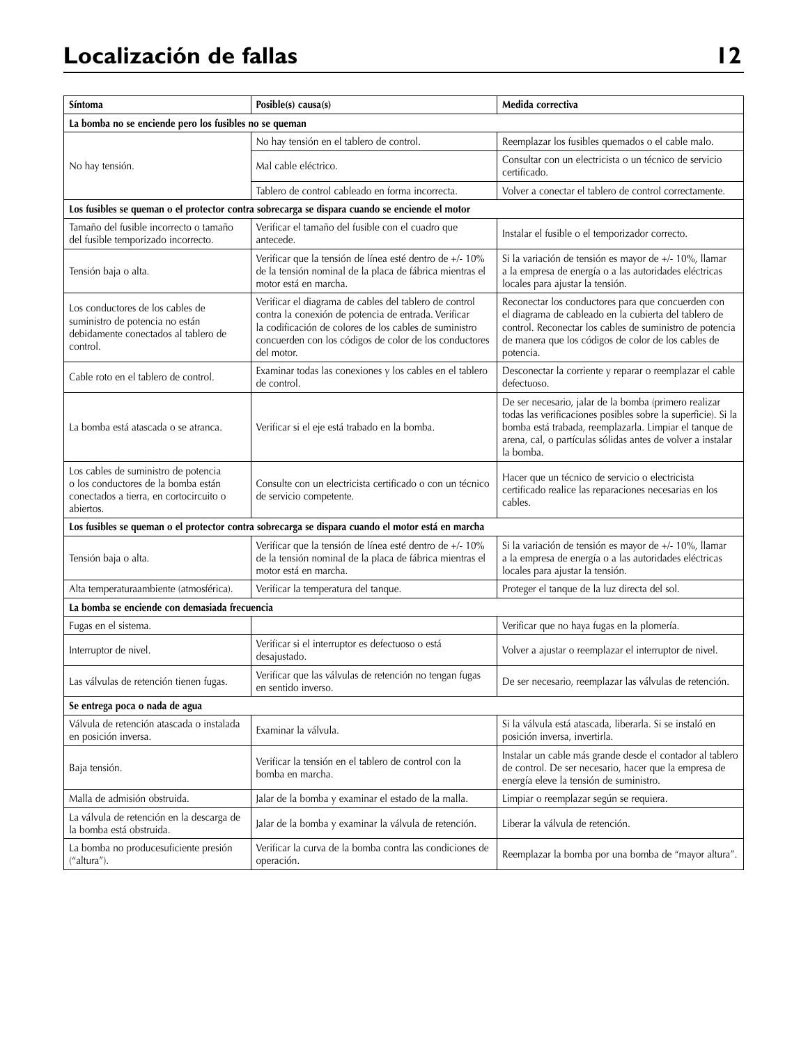# Localización de fallas

| Síntoma | Posible(s) causa(s) | Medida correctiva |
|---|---|---|
| **La bomba no se enciende pero los fusibles no se queman** | | |
| No hay tensión. | No hay tensión en el tablero de control. | Reemplazar los fusibles quemados o el cable malo. |
| | Mal cable eléctrico. | Consultar con un electricista o un técnico de servicio certificado. |
| | Tablero de control cableado en forma incorrecta. | Volver a conectar el tablero de control correctamente. |
| **Los fusibles se queman o el protector contra sobrecarga se dispara cuando se enciende el motor** | | |
| Tamaño del fusible incorrecto o tamaño del fusible temporizado incorrecto. | Verificar el tamaño del fusible con el cuadro que antecede. | Instalar el fusible o el temporizador correcto. |
| Tensión baja o alta. | Verificar que la tensión de línea esté dentro de +/- 10% de la tensión nominal de la placa de fábrica mientras el motor está en marcha. | Si la variación de tensión es mayor de +/- 10%, llamar a la empresa de energía o a las autoridades eléctricas locales para ajustar la tensión. |
| Los conductores de los cables de suministro de potencia no están debidamente conectados al tablero de control. | Verificar el diagrama de cables del tablero de control contra la conexión de potencia de entrada. Verificar la codificación de colores de los cables de suministro concuerden con los códigos de color de los conductores del motor. | Reconectar los conductores para que concuerden con el diagrama de cableado en la cubierta del tablero de control. Reconectar los cables de suministro de potencia de manera que los códigos de color de los cables de potencia. |
| Cable roto en el tablero de control. | Examinar todas las conexiones y los cables en el tablero de control. | Desconectar la corriente y reparar o reemplazar el cable defectuoso. |
| La bomba está atascada o se atranca. | Verificar si el eje está trabado en la bomba. | De ser necesario, jalar de la bomba (primero realizar todas las verificaciones posibles sobre la superficie). Si la bomba está trabada, reemplazarla. Limpiar el tanque de arena, cal, o partículas sólidas antes de volver a instalar la bomba. |
| Los cables de suministro de potencia o los conductores de la bomba están conectados a tierra, en cortocircuito o abiertos. | Consulte con un electricista certificado o con un técnico de servicio competente. | Hacer que un técnico de servicio o electricista certificado realice las reparaciones necesarias en los cables. |
| **Los fusibles se queman o el protector contra sobrecarga se dispara cuando el motor está en marcha** | | |
| Tensión baja o alta. | Verificar que la tensión de línea esté dentro de +/- 10% de la tensión nominal de la placa de fábrica mientras el motor está en marcha. | Si la variación de tensión es mayor de +/- 10%, llamar a la empresa de energía o a las autoridades eléctricas locales para ajustar la tensión. |
| Alta temperaturaambiente (atmosférica). | Verificar la temperatura del tanque. | Proteger el tanque de la luz directa del sol. |
| **La bomba se enciende con demasiada frecuencia** | | |
| Fugas en el sistema. | | Verificar que no haya fugas en la plomería. |
| Interruptor de nivel. | Verificar si el interruptor es defectuoso o está desajustado. | Volver a ajustar o reemplazar el interruptor de nivel. |
| Las válvulas de retención tienen fugas. | Verificar que las válvulas de retención no tengan fugas en sentido inverso. | De ser necesario, reemplazar las válvulas de retención. |
| **Se entrega poca o nada de agua** | | |
| Válvula de retención atascada o instalada en posición inversa. | Examinar la válvula. | Si la válvula está atascada, liberarla. Si se instaló en posición inversa, invertirla. |
| Baja tensión. | Verificar la tensión en el tablero de control con la bomba en marcha. | Instalar un cable más grande desde el contador al tablero de control. De ser necesario, hacer que la empresa de energía eleve la tensión de suministro. |
| Malla de admisión obstruida. | Jalar de la bomba y examinar el estado de la malla. | Limpiar o reemplazar según se requiera. |
| La válvula de retención en la descarga de la bomba está obstruida. | Jalar de la bomba y examinar la válvula de retención. | Liberar la válvula de retención. |
| La bomba no producesuficiente presión (“altura”). | Verificar la curva de la bomba contra las condiciones de operación. | Reemplazar la bomba por una bomba de “mayor altura”. |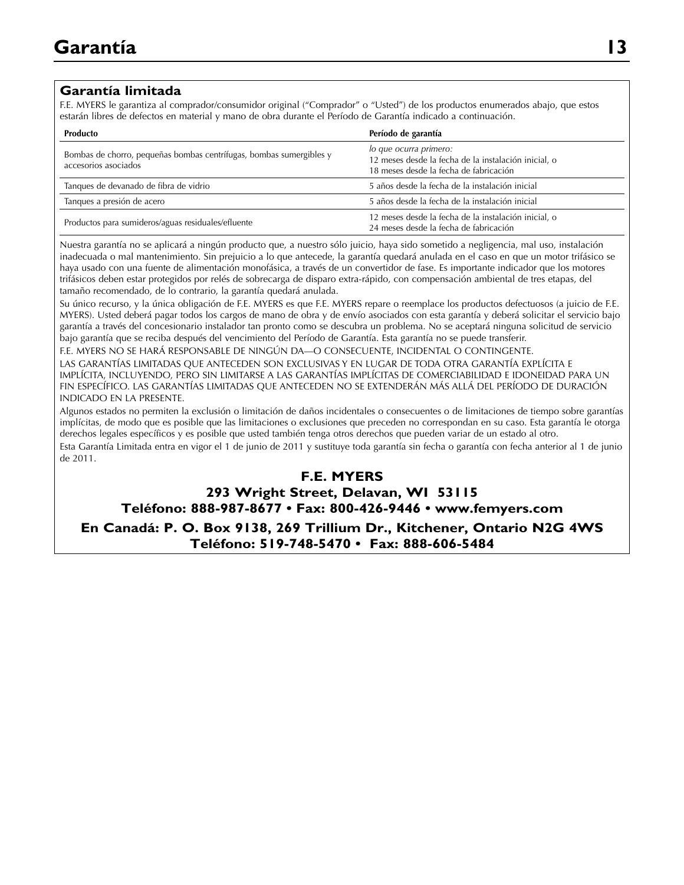# Garantía

## Garantía limitada

F.E. MYERS le garantiza al comprador/consumidor original ("Comprador" o "Usted") de los productos enumerados abajo, que estos estarán libres de defectos en material y mano de obra durante el Período de Garantía indicado a continuación.

| Producto | Período de garantía |
|---|---|
| Bombas de chorro, pequeñas bombas centrífugas, bombas sumergibles y accesorios asociados | *lo que ocurra primero:* 12 meses desde la fecha de la instalación inicial, o 18 meses desde la fecha de fabricación |
| Tanques de devanado de fibra de vidrio | 5 años desde la fecha de la instalación inicial |
| Tanques a presión de acero | 5 años desde la fecha de la instalación inicial |
| Productos para sumideros/aguas residuales/efluente | 12 meses desde la fecha de la instalación inicial, o 24 meses desde la fecha de fabricación |

Nuestra garantía no se aplicará a ningún producto que, a nuestro sólo juicio, haya sido sometido a negligencia, mal uso, instalación inadecuada o mal mantenimiento. Sin prejuicio a lo que antecede, la garantía quedará anulada en el caso en que un motor trifásico se haya usado con una fuente de alimentación monofásica, a través de un convertidor de fase. Es importante indicador que los motores trifásicos deben estar protegidos por relés de sobrecarga de disparo extra-rápido, con compensación ambiental de tres etapas, del tamaño recomendado, de lo contrario, la garantía quedará anulada.

Su único recurso, y la única obligación de F.E. MYERS es que F.E. MYERS repare o reemplace los productos defectuosos (a juicio de F.E. MYERS). Usted deberá pagar todos los cargos de mano de obra y de envío asociados con esta garantía y deberá solicitar el servicio bajo garantía a través del concesionario instalador tan pronto como se descubra un problema. No se aceptará ninguna solicitud de servicio bajo garantía que se reciba después del vencimiento del Período de Garantía. Esta garantía no se puede transferir.

F.E. MYERS NO SE HARÁ RESPONSABLE DE NINGÚN DA—O CONSECUENTE, INCIDENTAL O CONTINGENTE.

LAS GARANTÍAS LIMITADAS QUE ANTECEDEN SON EXCLUSIVAS Y EN LUGAR DE TODA OTRA GARANTÍA EXPLÍCITA E IMPLÍCITA, INCLUYENDO, PERO SIN LIMITARSE A LAS GARANTÍAS IMPLÍCITAS DE COMERCIABILIDAD E IDONEIDAD PARA UN FIN ESPECÍFICO. LAS GARANTÍAS LIMITADAS QUE ANTECEDEN NO SE EXTENDERÁN MÁS ALLÁ DEL PERÍODO DE DURACIÓN INDICADO EN LA PRESENTE.

Algunos estados no permiten la exclusión o limitación de daños incidentales o consecuentes o de limitaciones de tiempo sobre garantías implícitas, de modo que es posible que las limitaciones o exclusiones que preceden no correspondan en su caso. Esta garantía le otorga derechos legales específicos y es posible que usted también tenga otros derechos que pueden variar de un estado al otro.

Esta Garantía Limitada entra en vigor el 1 de junio de 2011 y sustituye toda garantía sin fecha o garantía con fecha anterior al 1 de junio de 2011.

**F.E. MYERS**
**293 Wright Street, Delavan, WI 53115**
**Teléfono: 888-987-8677 • Fax: 800-426-9446 • www.femyers.com**
**En Canadá: P. O. Box 9138, 269 Trillium Dr., Kitchener, Ontario N2G 4WS**
**Teléfono: 519-748-5470 • Fax: 888-606-5484**